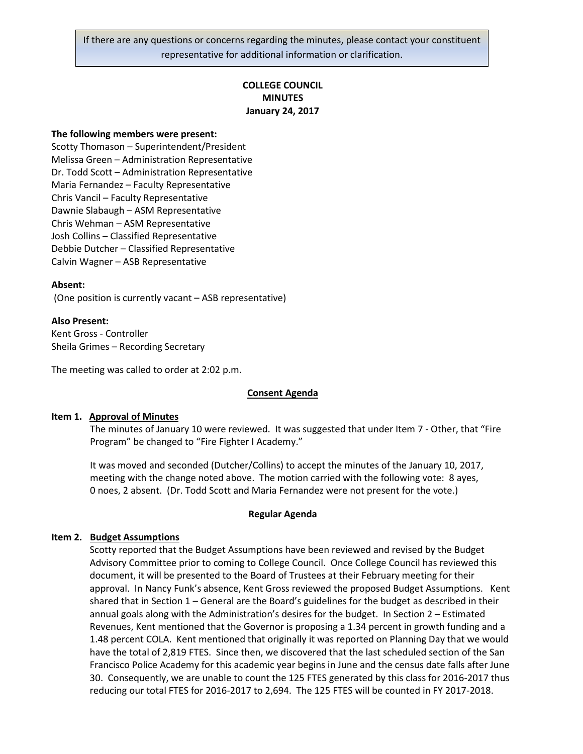If there are any questions or concerns regarding the minutes, please contact your constituent representative for additional information or clarification.

# COLLEGE COUNCIL MINUTES

**January 24, 2017**

**The following members were present:**

Scotty Thomason – Superintendent/President
Melissa Green – Administration Representative
Dr. Todd Scott – Administration Representative
Maria Fernandez – Faculty Representative
Chris Vancil – Faculty Representative
Dawnie Slabaugh – ASM Representative
Chris Wehman – ASM Representative
Josh Collins – Classified Representative
Debbie Dutcher – Classified Representative
Calvin Wagner – ASB Representative

**Absent:**

(One position is currently vacant – ASB representative)

**Also Present:**

Kent Gross - Controller
Sheila Grimes – Recording Secretary

The meeting was called to order at 2:02 p.m.

## Consent Agenda

### Item 1. Approval of Minutes

The minutes of January 10 were reviewed. It was suggested that under Item 7 - Other, that "Fire Program" be changed to "Fire Fighter I Academy."

It was moved and seconded (Dutcher/Collins) to accept the minutes of the January 10, 2017, meeting with the change noted above. The motion carried with the following vote: 8 ayes, 0 noes, 2 absent. (Dr. Todd Scott and Maria Fernandez were not present for the vote.)

## Regular Agenda

### Item 2. Budget Assumptions

Scotty reported that the Budget Assumptions have been reviewed and revised by the Budget Advisory Committee prior to coming to College Council. Once College Council has reviewed this document, it will be presented to the Board of Trustees at their February meeting for their approval. In Nancy Funk's absence, Kent Gross reviewed the proposed Budget Assumptions. Kent shared that in Section 1 – General are the Board's guidelines for the budget as described in their annual goals along with the Administration's desires for the budget. In Section 2 – Estimated Revenues, Kent mentioned that the Governor is proposing a 1.34 percent in growth funding and a 1.48 percent COLA. Kent mentioned that originally it was reported on Planning Day that we would have the total of 2,819 FTES. Since then, we discovered that the last scheduled section of the San Francisco Police Academy for this academic year begins in June and the census date falls after June 30. Consequently, we are unable to count the 125 FTES generated by this class for 2016-2017 thus reducing our total FTES for 2016-2017 to 2,694. The 125 FTES will be counted in FY 2017-2018.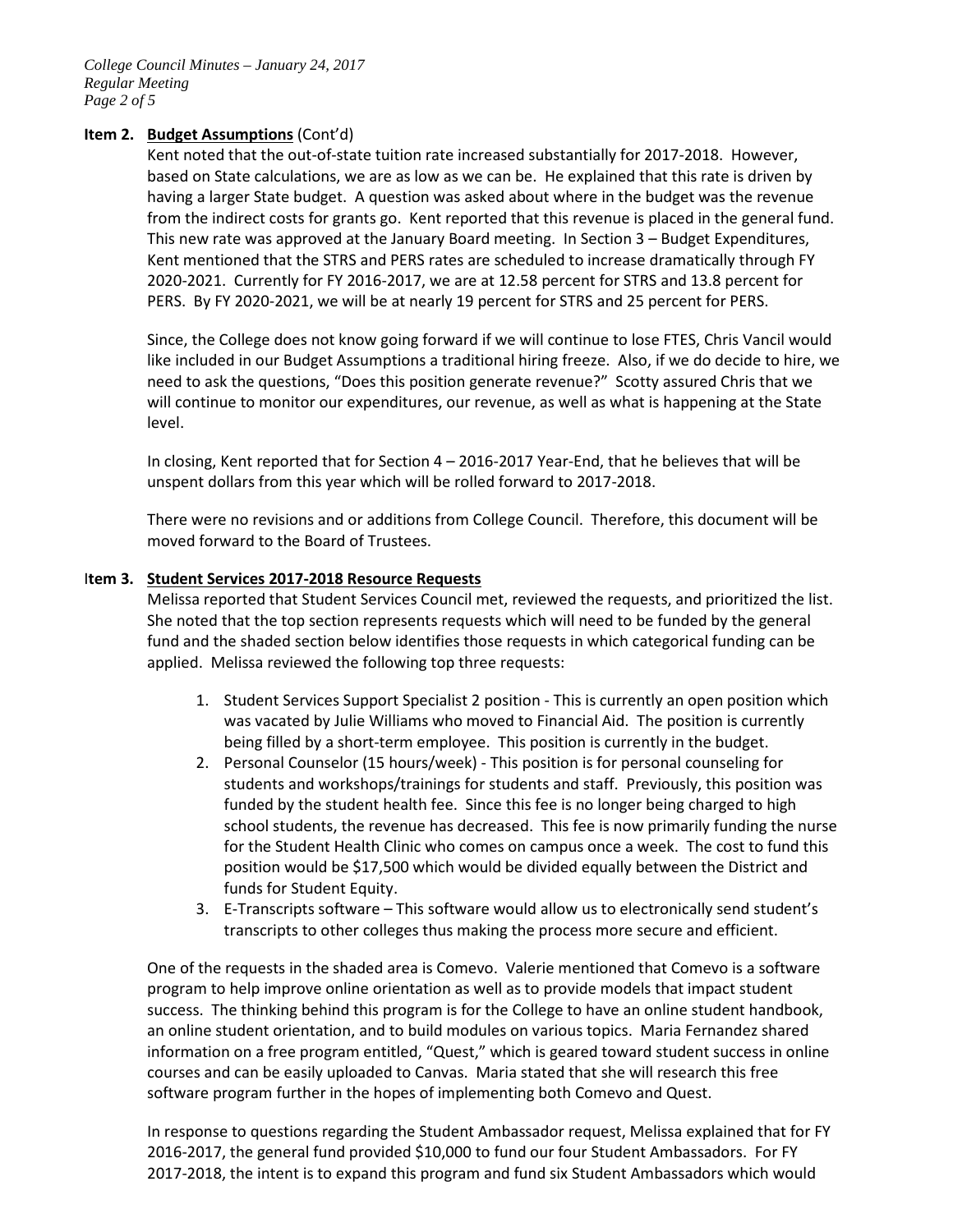**Item 2. Budget Assumptions** (Cont'd)

Kent noted that the out-of-state tuition rate increased substantially for 2017-2018. However, based on State calculations, we are as low as we can be. He explained that this rate is driven by having a larger State budget. A question was asked about where in the budget was the revenue from the indirect costs for grants go. Kent reported that this revenue is placed in the general fund. This new rate was approved at the January Board meeting. In Section 3 – Budget Expenditures, Kent mentioned that the STRS and PERS rates are scheduled to increase dramatically through FY 2020-2021. Currently for FY 2016-2017, we are at 12.58 percent for STRS and 13.8 percent for PERS. By FY 2020-2021, we will be at nearly 19 percent for STRS and 25 percent for PERS.

Since, the College does not know going forward if we will continue to lose FTES, Chris Vancil would like included in our Budget Assumptions a traditional hiring freeze. Also, if we do decide to hire, we need to ask the questions, "Does this position generate revenue?" Scotty assured Chris that we will continue to monitor our expenditures, our revenue, as well as what is happening at the State level.

In closing, Kent reported that for Section 4 – 2016-2017 Year-End, that he believes that will be unspent dollars from this year which will be rolled forward to 2017-2018.

There were no revisions and or additions from College Council. Therefore, this document will be moved forward to the Board of Trustees.

**Item 3. Student Services 2017-2018 Resource Requests**

Melissa reported that Student Services Council met, reviewed the requests, and prioritized the list. She noted that the top section represents requests which will need to be funded by the general fund and the shaded section below identifies those requests in which categorical funding can be applied. Melissa reviewed the following top three requests:

1. Student Services Support Specialist 2 position - This is currently an open position which was vacated by Julie Williams who moved to Financial Aid. The position is currently being filled by a short-term employee. This position is currently in the budget.
2. Personal Counselor (15 hours/week) - This position is for personal counseling for students and workshops/trainings for students and staff. Previously, this position was funded by the student health fee. Since this fee is no longer being charged to high school students, the revenue has decreased. This fee is now primarily funding the nurse for the Student Health Clinic who comes on campus once a week. The cost to fund this position would be $17,500 which would be divided equally between the District and funds for Student Equity.
3. E-Transcripts software – This software would allow us to electronically send student's transcripts to other colleges thus making the process more secure and efficient.

One of the requests in the shaded area is Comevo. Valerie mentioned that Comevo is a software program to help improve online orientation as well as to provide models that impact student success. The thinking behind this program is for the College to have an online student handbook, an online student orientation, and to build modules on various topics. Maria Fernandez shared information on a free program entitled, "Quest," which is geared toward student success in online courses and can be easily uploaded to Canvas. Maria stated that she will research this free software program further in the hopes of implementing both Comevo and Quest.

In response to questions regarding the Student Ambassador request, Melissa explained that for FY 2016-2017, the general fund provided $10,000 to fund our four Student Ambassadors. For FY 2017-2018, the intent is to expand this program and fund six Student Ambassadors which would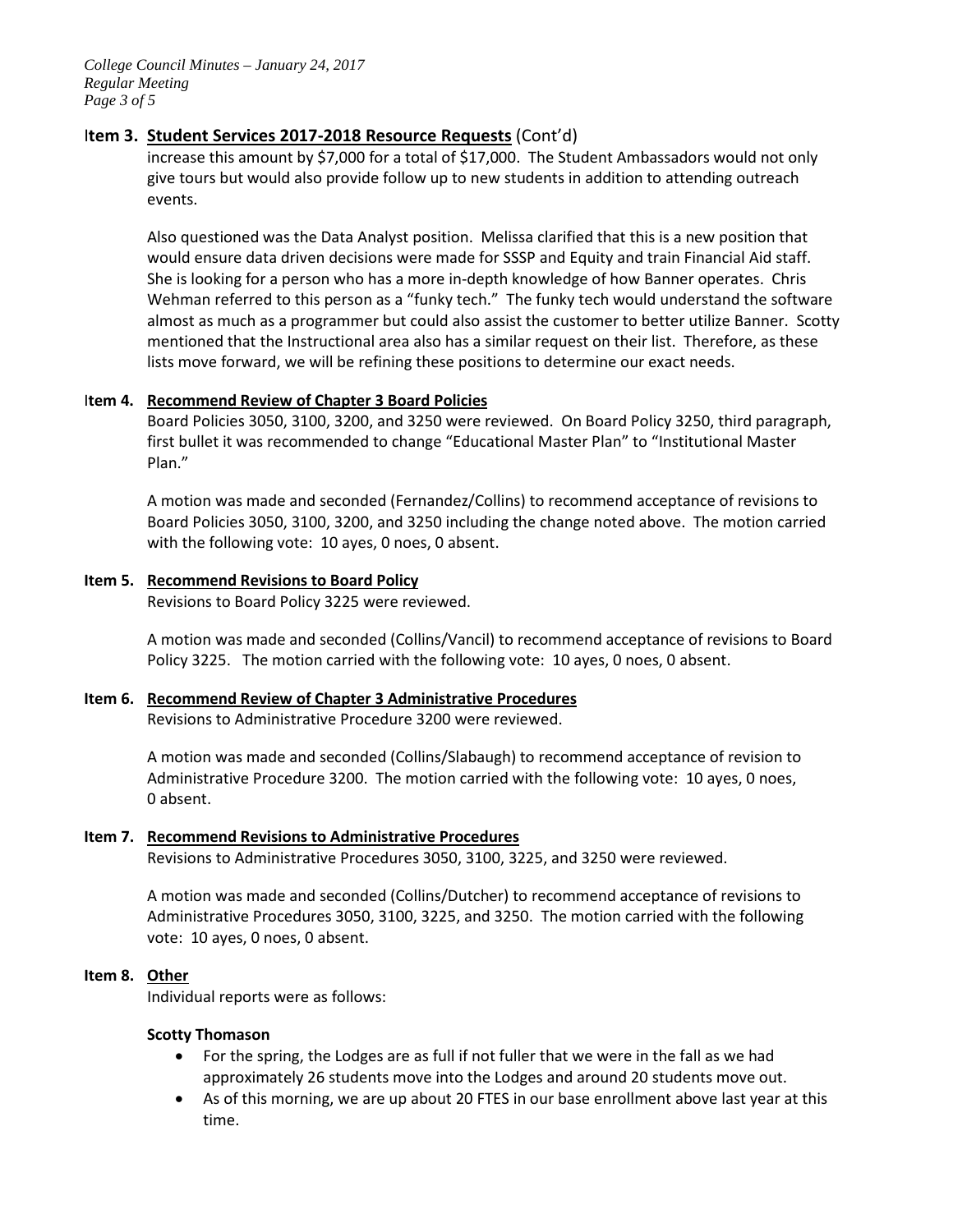**Item 3. <u>Student Services 2017-2018 Resource Requests</u>** (Cont'd)

increase this amount by $7,000 for a total of $17,000. The Student Ambassadors would not only give tours but would also provide follow up to new students in addition to attending outreach events.

Also questioned was the Data Analyst position. Melissa clarified that this is a new position that would ensure data driven decisions were made for SSSP and Equity and train Financial Aid staff. She is looking for a person who has a more in-depth knowledge of how Banner operates. Chris Wehman referred to this person as a "funky tech." The funky tech would understand the software almost as much as a programmer but could also assist the customer to better utilize Banner. Scotty mentioned that the Instructional area also has a similar request on their list. Therefore, as these lists move forward, we will be refining these positions to determine our exact needs.

**Item 4. <u>Recommend Review of Chapter 3 Board Policies</u>**

Board Policies 3050, 3100, 3200, and 3250 were reviewed. On Board Policy 3250, third paragraph, first bullet it was recommended to change "Educational Master Plan" to "Institutional Master Plan."

A motion was made and seconded (Fernandez/Collins) to recommend acceptance of revisions to Board Policies 3050, 3100, 3200, and 3250 including the change noted above. The motion carried with the following vote: 10 ayes, 0 noes, 0 absent.

**Item 5. <u>Recommend Revisions to Board Policy</u>**

Revisions to Board Policy 3225 were reviewed.

A motion was made and seconded (Collins/Vancil) to recommend acceptance of revisions to Board Policy 3225. The motion carried with the following vote: 10 ayes, 0 noes, 0 absent.

**Item 6. <u>Recommend Review of Chapter 3 Administrative Procedures</u>**

Revisions to Administrative Procedure 3200 were reviewed.

A motion was made and seconded (Collins/Slabaugh) to recommend acceptance of revision to Administrative Procedure 3200. The motion carried with the following vote: 10 ayes, 0 noes, 0 absent.

**Item 7. <u>Recommend Revisions to Administrative Procedures</u>**

Revisions to Administrative Procedures 3050, 3100, 3225, and 3250 were reviewed.

A motion was made and seconded (Collins/Dutcher) to recommend acceptance of revisions to Administrative Procedures 3050, 3100, 3225, and 3250. The motion carried with the following vote: 10 ayes, 0 noes, 0 absent.

**Item 8. <u>Other</u>**

Individual reports were as follows:

**Scotty Thomason**

- For the spring, the Lodges are as full if not fuller that we were in the fall as we had approximately 26 students move into the Lodges and around 20 students move out.
- As of this morning, we are up about 20 FTES in our base enrollment above last year at this time.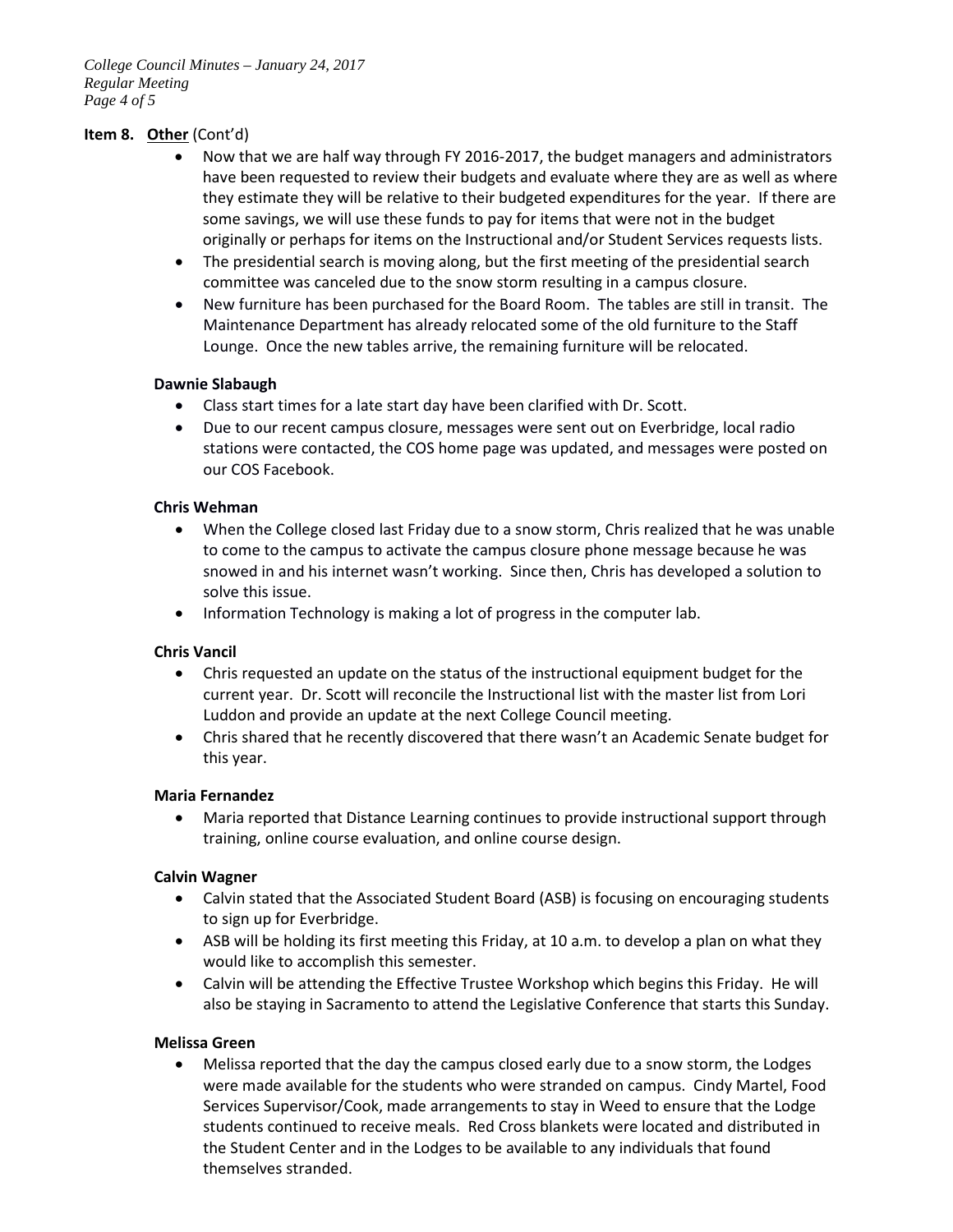**Item 8. Other** (Cont'd)

- Now that we are half way through FY 2016-2017, the budget managers and administrators have been requested to review their budgets and evaluate where they are as well as where they estimate they will be relative to their budgeted expenditures for the year. If there are some savings, we will use these funds to pay for items that were not in the budget originally or perhaps for items on the Instructional and/or Student Services requests lists.
- The presidential search is moving along, but the first meeting of the presidential search committee was canceled due to the snow storm resulting in a campus closure.
- New furniture has been purchased for the Board Room. The tables are still in transit. The Maintenance Department has already relocated some of the old furniture to the Staff Lounge. Once the new tables arrive, the remaining furniture will be relocated.

**Dawnie Slabaugh**

- Class start times for a late start day have been clarified with Dr. Scott.
- Due to our recent campus closure, messages were sent out on Everbridge, local radio stations were contacted, the COS home page was updated, and messages were posted on our COS Facebook.

**Chris Wehman**

- When the College closed last Friday due to a snow storm, Chris realized that he was unable to come to the campus to activate the campus closure phone message because he was snowed in and his internet wasn't working. Since then, Chris has developed a solution to solve this issue.
- Information Technology is making a lot of progress in the computer lab.

**Chris Vancil**

- Chris requested an update on the status of the instructional equipment budget for the current year. Dr. Scott will reconcile the Instructional list with the master list from Lori Luddon and provide an update at the next College Council meeting.
- Chris shared that he recently discovered that there wasn't an Academic Senate budget for this year.

**Maria Fernandez**

- Maria reported that Distance Learning continues to provide instructional support through training, online course evaluation, and online course design.

**Calvin Wagner**

- Calvin stated that the Associated Student Board (ASB) is focusing on encouraging students to sign up for Everbridge.
- ASB will be holding its first meeting this Friday, at 10 a.m. to develop a plan on what they would like to accomplish this semester.
- Calvin will be attending the Effective Trustee Workshop which begins this Friday. He will also be staying in Sacramento to attend the Legislative Conference that starts this Sunday.

**Melissa Green**

- Melissa reported that the day the campus closed early due to a snow storm, the Lodges were made available for the students who were stranded on campus. Cindy Martel, Food Services Supervisor/Cook, made arrangements to stay in Weed to ensure that the Lodge students continued to receive meals. Red Cross blankets were located and distributed in the Student Center and in the Lodges to be available to any individuals that found themselves stranded.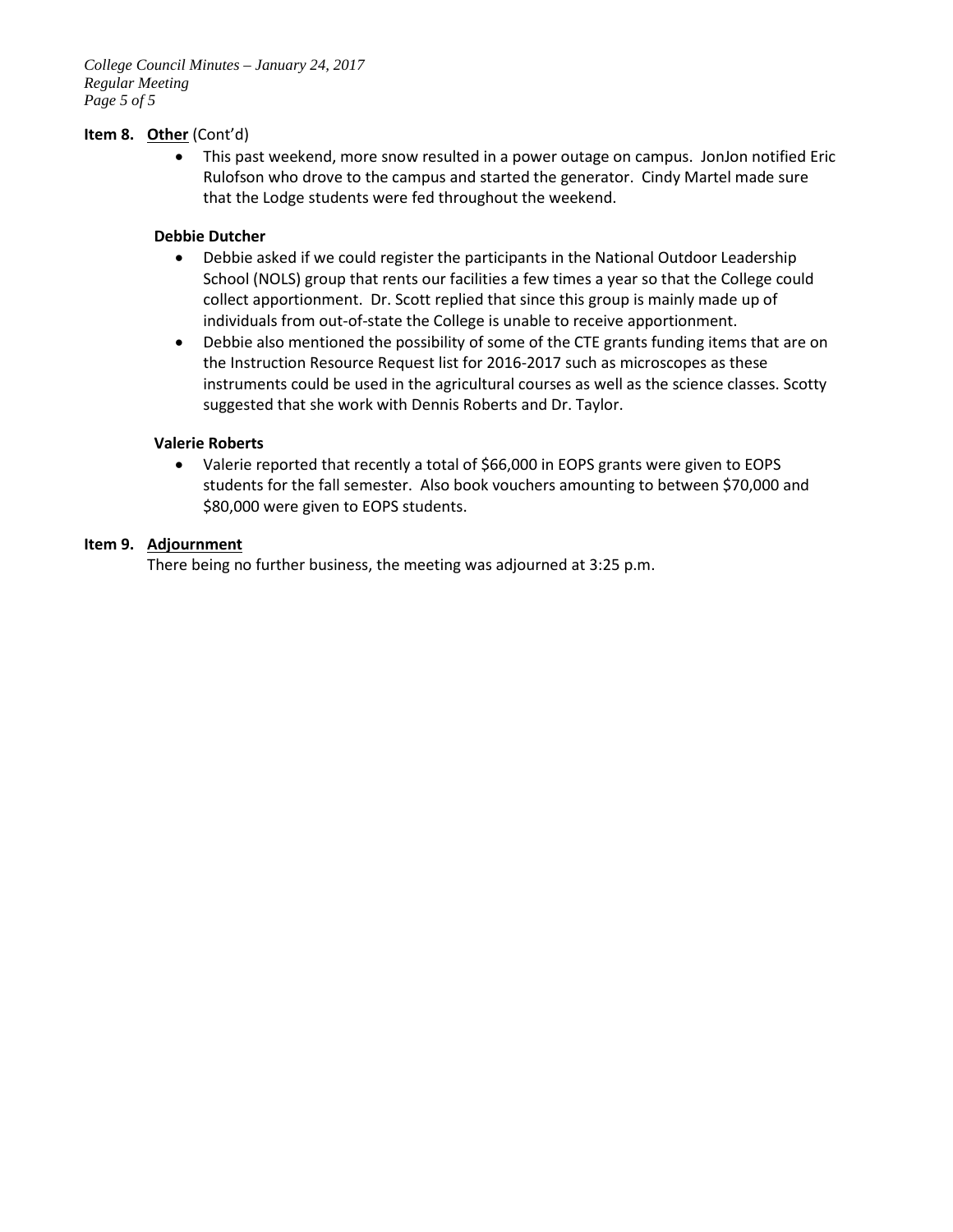**Item 8. <u>Other</u>** (Cont'd)

- This past weekend, more snow resulted in a power outage on campus. JonJon notified Eric Rulofson who drove to the campus and started the generator. Cindy Martel made sure that the Lodge students were fed throughout the weekend.

**Debbie Dutcher**

- Debbie asked if we could register the participants in the National Outdoor Leadership School (NOLS) group that rents our facilities a few times a year so that the College could collect apportionment. Dr. Scott replied that since this group is mainly made up of individuals from out-of-state the College is unable to receive apportionment.
- Debbie also mentioned the possibility of some of the CTE grants funding items that are on the Instruction Resource Request list for 2016-2017 such as microscopes as these instruments could be used in the agricultural courses as well as the science classes. Scotty suggested that she work with Dennis Roberts and Dr. Taylor.

**Valerie Roberts**

- Valerie reported that recently a total of $66,000 in EOPS grants were given to EOPS students for the fall semester. Also book vouchers amounting to between $70,000 and $80,000 were given to EOPS students.

**Item 9. <u>Adjournment</u>**

There being no further business, the meeting was adjourned at 3:25 p.m.